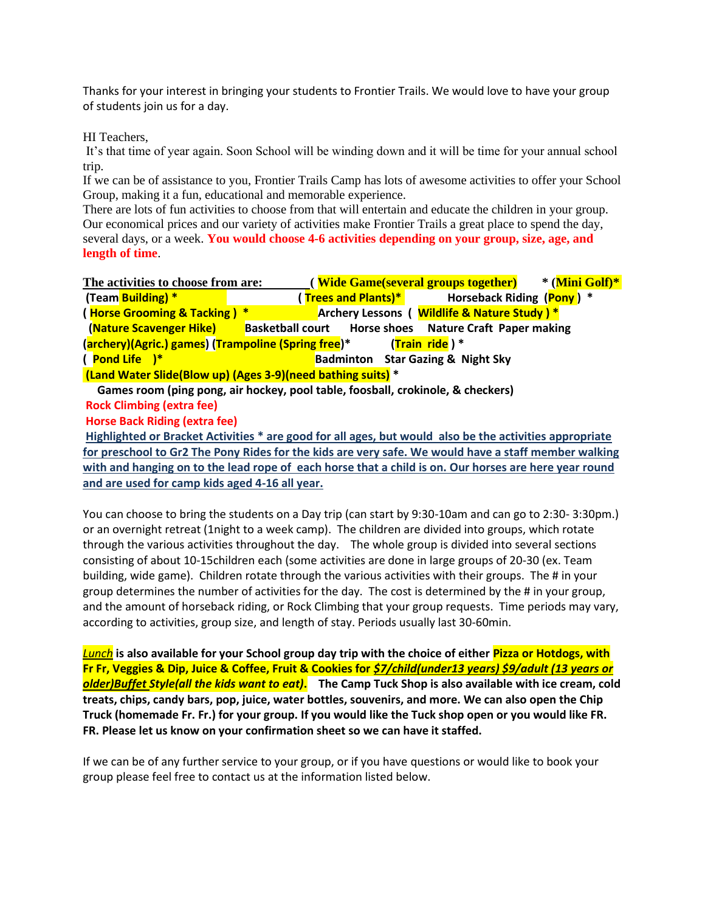Thanks for your interest in bringing your students to Frontier Trails. We would love to have your group of students join us for a day.

HI Teachers,

It's that time of year again. Soon School will be winding down and it will be time for your annual school trip.

If we can be of assistance to you, Frontier Trails Camp has lots of awesome activities to offer your School Group, making it a fun, educational and memorable experience.

There are lots of fun activities to choose from that will entertain and educate the children in your group. Our economical prices and our variety of activities make Frontier Trails a great place to spend the day, several days, or a week. **You would choose 4-6 activities depending on your group, size, age, and length of time**.

**The activities to choose from are:** **( Wide Game(several groups together)** **\* (Mini Golf)\***
**(Team Building) \*** **( Trees and Plants)\*** **Horseback Riding (Pony ) \***
**( Horse Grooming & Tacking ) \*** **Archery Lessons ( Wildlife & Nature Study ) \***
**(Nature Scavenger Hike)** **Basketball court** **Horse shoes** **Nature Craft** **Paper making**
**(archery)(Agric.) games) (Trampoline (Spring free)\*** **(Train ride ) \***
**( Pond Life )\*** **Badminton** **Star Gazing & Night Sky**
**(Land Water Slide(Blow up) (Ages 3-9)(need bathing suits) \***
**Games room (ping pong, air hockey, pool table, foosball, crokinole, & checkers)**
**Rock Climbing (extra fee)**
**Horse Back Riding (extra fee)**

**Highlighted or Bracket Activities \* are good for all ages, but would also be the activities appropriate for preschool to Gr2 The Pony Rides for the kids are very safe. We would have a staff member walking with and hanging on to the lead rope of each horse that a child is on. Our horses are here year round and are used for camp kids aged 4-16 all year.**

You can choose to bring the students on a Day trip (can start by 9:30-10am and can go to 2:30- 3:30pm.) or an overnight retreat (1night to a week camp). The children are divided into groups, which rotate through the various activities throughout the day. The whole group is divided into several sections consisting of about 10-15children each (some activities are done in large groups of 20-30 (ex. Team building, wide game). Children rotate through the various activities with their groups. The # in your group determines the number of activities for the day. The cost is determined by the # in your group, and the amount of horseback riding, or Rock Climbing that your group requests. Time periods may vary, according to activities, group size, and length of stay. Periods usually last 30-60min.

***Lunch*** **is also available for your School group day trip with the choice of either Pizza or Hotdogs, with Fr Fr, Veggies & Dip, Juice & Coffee, Fruit & Cookies for *$7/child(under13 years) $9/adult (13 years or older)Buffet Style(all the kids want to eat).*** **The Camp Tuck Shop is also available with ice cream, cold treats, chips, candy bars, pop, juice, water bottles, souvenirs, and more. We can also open the Chip Truck (homemade Fr. Fr.) for your group. If you would like the Tuck shop open or you would like FR. FR. Please let us know on your confirmation sheet so we can have it staffed.**

If we can be of any further service to your group, or if you have questions or would like to book your group please feel free to contact us at the information listed below.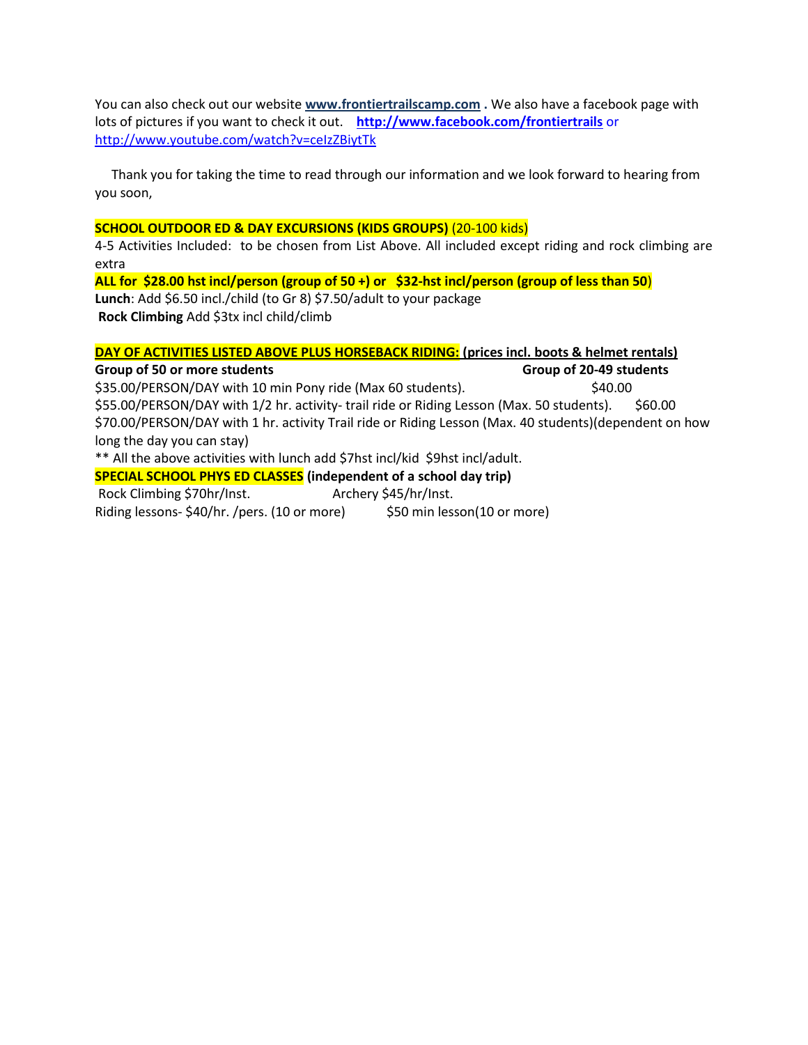You can also check out our website **www.frontiertrailscamp.com** . We also have a facebook page with lots of pictures if you want to check it out. **http://www.facebook.com/frontiertrails** or http://www.youtube.com/watch?v=ceIzZBiytTk

Thank you for taking the time to read through our information and we look forward to hearing from you soon,

**SCHOOL OUTDOOR ED & DAY EXCURSIONS (KIDS GROUPS)** (20-100 kids)

4-5 Activities Included: to be chosen from List Above. All included except riding and rock climbing are extra

**ALL for $28.00 hst incl/person (group of 50 +) or $32-hst incl/person (group of less than 50)**

**Lunch**: Add $6.50 incl./child (to Gr 8) $7.50/adult to your package

**Rock Climbing** Add $3tx incl child/climb

**DAY OF ACTIVITIES LISTED ABOVE PLUS HORSEBACK RIDING: (prices incl. boots & helmet rentals)**

| Group of 50 or more students | Group of 20-49 students |
| --- | --- |
| $35.00/PERSON/DAY with 10 min Pony ride (Max 60 students). | $40.00 |
| $55.00/PERSON/DAY with 1/2 hr. activity- trail ride or Riding Lesson (Max. 50 students). | $60.00 |
| $70.00/PERSON/DAY with 1 hr. activity Trail ride or Riding Lesson (Max. 40 students)(dependent on how long the day you can stay) | |

** All the above activities with lunch add $7hst incl/kid $9hst incl/adult.

**SPECIAL SCHOOL PHYS ED CLASSES (independent of a school day trip)**

Rock Climbing $70hr/Inst. Archery $45/hr/Inst.

Riding lessons- $40/hr. /pers. (10 or more) $50 min lesson(10 or more)